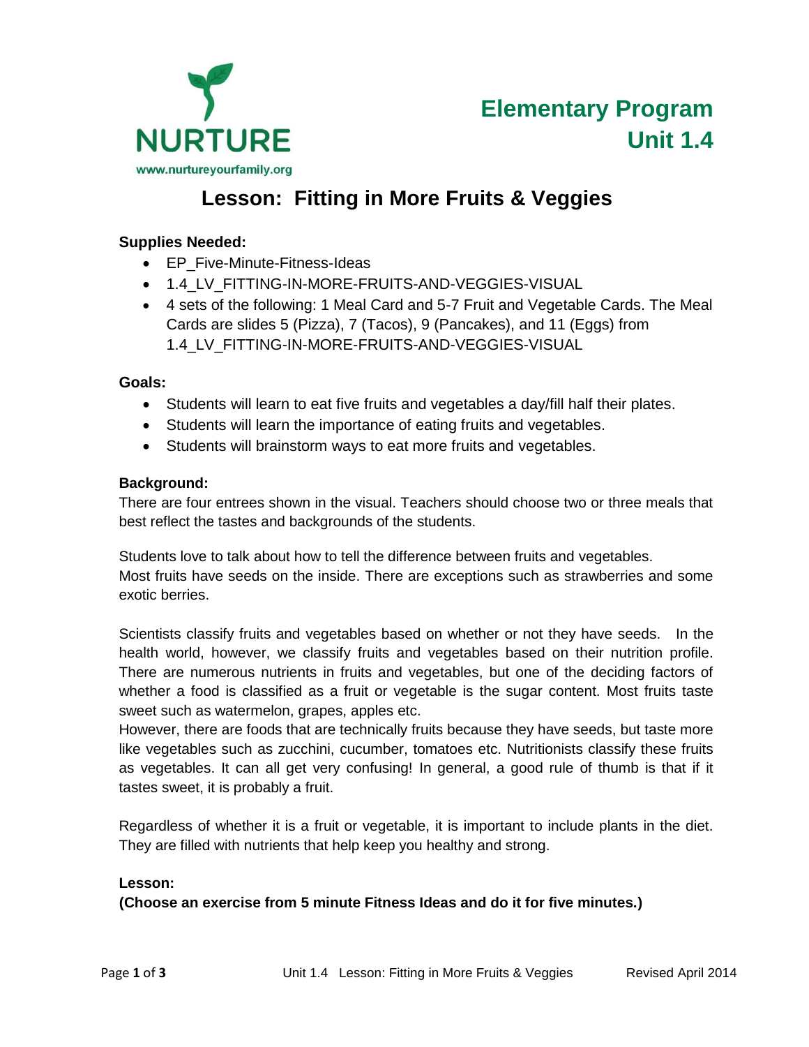NURTURE

www.nurtureyourfamily.org

**Elementary Program**
**Unit 1.4**

# Lesson: Fitting in More Fruits & Veggies

**Supplies Needed:**

- EP_Five-Minute-Fitness-Ideas
- 1.4_LV_FITTING-IN-MORE-FRUITS-AND-VEGGIES-VISUAL
- 4 sets of the following: 1 Meal Card and 5-7 Fruit and Vegetable Cards. The Meal Cards are slides 5 (Pizza), 7 (Tacos), 9 (Pancakes), and 11 (Eggs) from 1.4_LV_FITTING-IN-MORE-FRUITS-AND-VEGGIES-VISUAL

**Goals:**

- Students will learn to eat five fruits and vegetables a day/fill half their plates.
- Students will learn the importance of eating fruits and vegetables.
- Students will brainstorm ways to eat more fruits and vegetables.

**Background:**

There are four entrees shown in the visual. Teachers should choose two or three meals that best reflect the tastes and backgrounds of the students.

Students love to talk about how to tell the difference between fruits and vegetables.
Most fruits have seeds on the inside. There are exceptions such as strawberries and some exotic berries.

Scientists classify fruits and vegetables based on whether or not they have seeds. In the health world, however, we classify fruits and vegetables based on their nutrition profile. There are numerous nutrients in fruits and vegetables, but one of the deciding factors of whether a food is classified as a fruit or vegetable is the sugar content. Most fruits taste sweet such as watermelon, grapes, apples etc.
However, there are foods that are technically fruits because they have seeds, but taste more like vegetables such as zucchini, cucumber, tomatoes etc. Nutritionists classify these fruits as vegetables. It can all get very confusing! In general, a good rule of thumb is that if it tastes sweet, it is probably a fruit.

Regardless of whether it is a fruit or vegetable, it is important to include plants in the diet. They are filled with nutrients that help keep you healthy and strong.

**Lesson:**
**(Choose an exercise from 5 minute Fitness Ideas and do it for five minutes.)**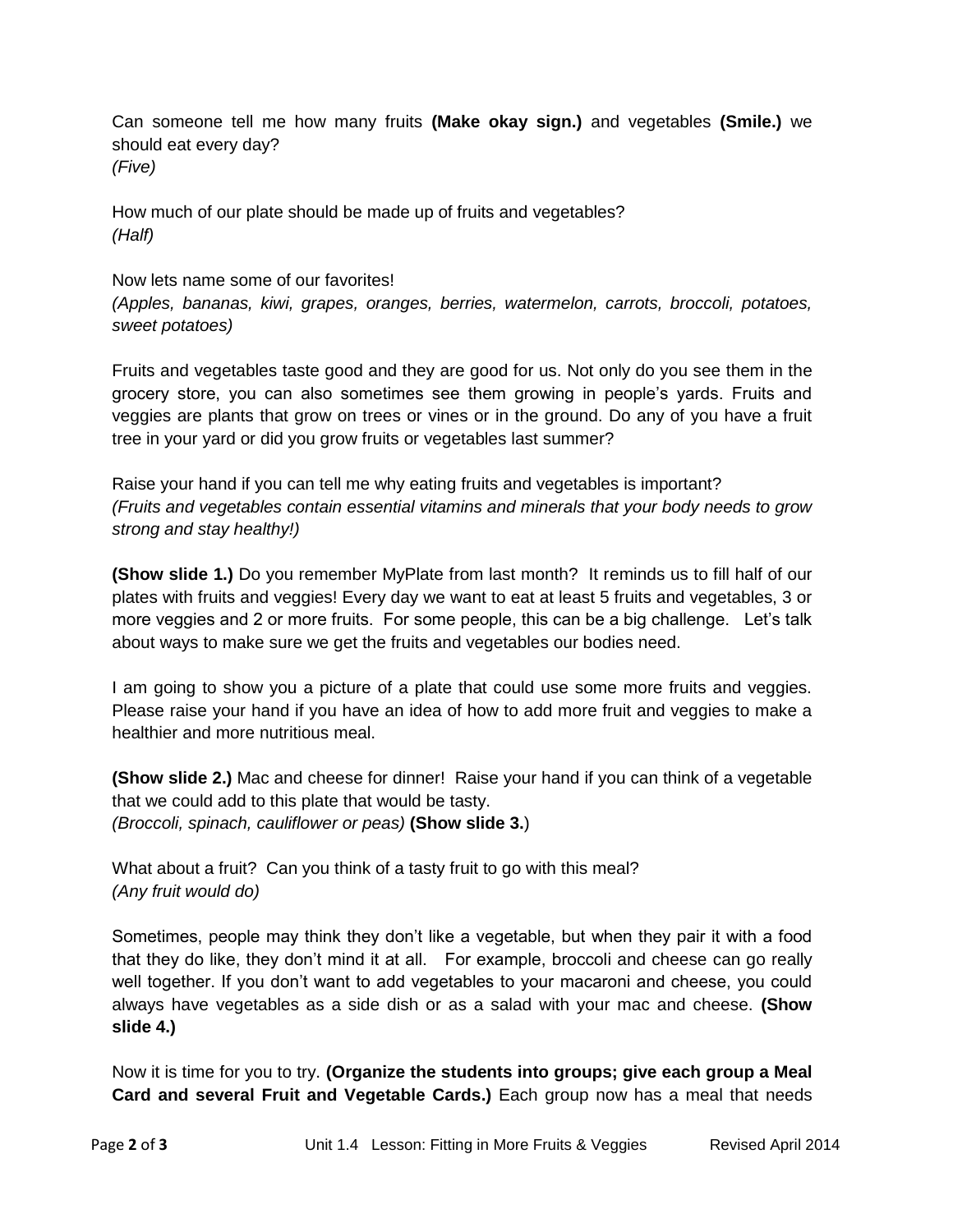Can someone tell me how many fruits **(Make okay sign.)** and vegetables **(Smile.)** we should eat every day?
*(Five)*

How much of our plate should be made up of fruits and vegetables?
*(Half)*

Now lets name some of our favorites!
*(Apples, bananas, kiwi, grapes, oranges, berries, watermelon, carrots, broccoli, potatoes, sweet potatoes)*

Fruits and vegetables taste good and they are good for us. Not only do you see them in the grocery store, you can also sometimes see them growing in people's yards. Fruits and veggies are plants that grow on trees or vines or in the ground. Do any of you have a fruit tree in your yard or did you grow fruits or vegetables last summer?

Raise your hand if you can tell me why eating fruits and vegetables is important?
*(Fruits and vegetables contain essential vitamins and minerals that your body needs to grow strong and stay healthy!)*

**(Show slide 1.)** Do you remember MyPlate from last month? It reminds us to fill half of our plates with fruits and veggies! Every day we want to eat at least 5 fruits and vegetables, 3 or more veggies and 2 or more fruits. For some people, this can be a big challenge. Let's talk about ways to make sure we get the fruits and vegetables our bodies need.

I am going to show you a picture of a plate that could use some more fruits and veggies. Please raise your hand if you have an idea of how to add more fruit and veggies to make a healthier and more nutritious meal.

**(Show slide 2.)** Mac and cheese for dinner! Raise your hand if you can think of a vegetable that we could add to this plate that would be tasty.
*(Broccoli, spinach, cauliflower or peas)* **(Show slide 3.)**

What about a fruit? Can you think of a tasty fruit to go with this meal?
*(Any fruit would do)*

Sometimes, people may think they don't like a vegetable, but when they pair it with a food that they do like, they don't mind it at all. For example, broccoli and cheese can go really well together. If you don't want to add vegetables to your macaroni and cheese, you could always have vegetables as a side dish or as a salad with your mac and cheese. **(Show slide 4.)**

Now it is time for you to try. **(Organize the students into groups; give each group a Meal Card and several Fruit and Vegetable Cards.)** Each group now has a meal that needs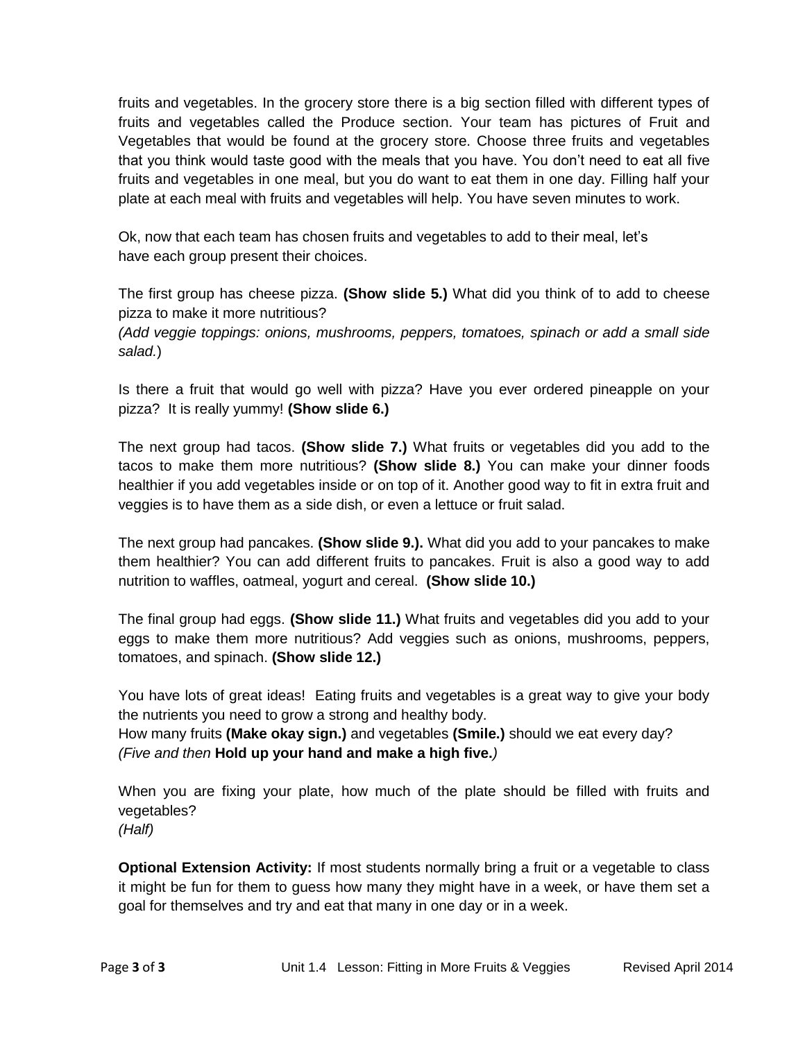fruits and vegetables. In the grocery store there is a big section filled with different types of fruits and vegetables called the Produce section. Your team has pictures of Fruit and Vegetables that would be found at the grocery store. Choose three fruits and vegetables that you think would taste good with the meals that you have. You don't need to eat all five fruits and vegetables in one meal, but you do want to eat them in one day. Filling half your plate at each meal with fruits and vegetables will help. You have seven minutes to work.

Ok, now that each team has chosen fruits and vegetables to add to their meal, let's have each group present their choices.

The first group has cheese pizza. **(Show slide 5.)** What did you think of to add to cheese pizza to make it more nutritious?
*(Add veggie toppings: onions, mushrooms, peppers, tomatoes, spinach or add a small side salad.*)

Is there a fruit that would go well with pizza? Have you ever ordered pineapple on your pizza? It is really yummy! **(Show slide 6.)**

The next group had tacos. **(Show slide 7.)** What fruits or vegetables did you add to the tacos to make them more nutritious? **(Show slide 8.)** You can make your dinner foods healthier if you add vegetables inside or on top of it. Another good way to fit in extra fruit and veggies is to have them as a side dish, or even a lettuce or fruit salad.

The next group had pancakes. **(Show slide 9.).** What did you add to your pancakes to make them healthier? You can add different fruits to pancakes. Fruit is also a good way to add nutrition to waffles, oatmeal, yogurt and cereal. **(Show slide 10.)**

The final group had eggs. **(Show slide 11.)** What fruits and vegetables did you add to your eggs to make them more nutritious? Add veggies such as onions, mushrooms, peppers, tomatoes, and spinach. **(Show slide 12.)**

You have lots of great ideas! Eating fruits and vegetables is a great way to give your body the nutrients you need to grow a strong and healthy body.
How many fruits **(Make okay sign.)** and vegetables **(Smile.)** should we eat every day?
*(Five and then* **Hold up your hand and make a high five.***)*

When you are fixing your plate, how much of the plate should be filled with fruits and vegetables?
*(Half)*

**Optional Extension Activity:** If most students normally bring a fruit or a vegetable to class it might be fun for them to guess how many they might have in a week, or have them set a goal for themselves and try and eat that many in one day or in a week.